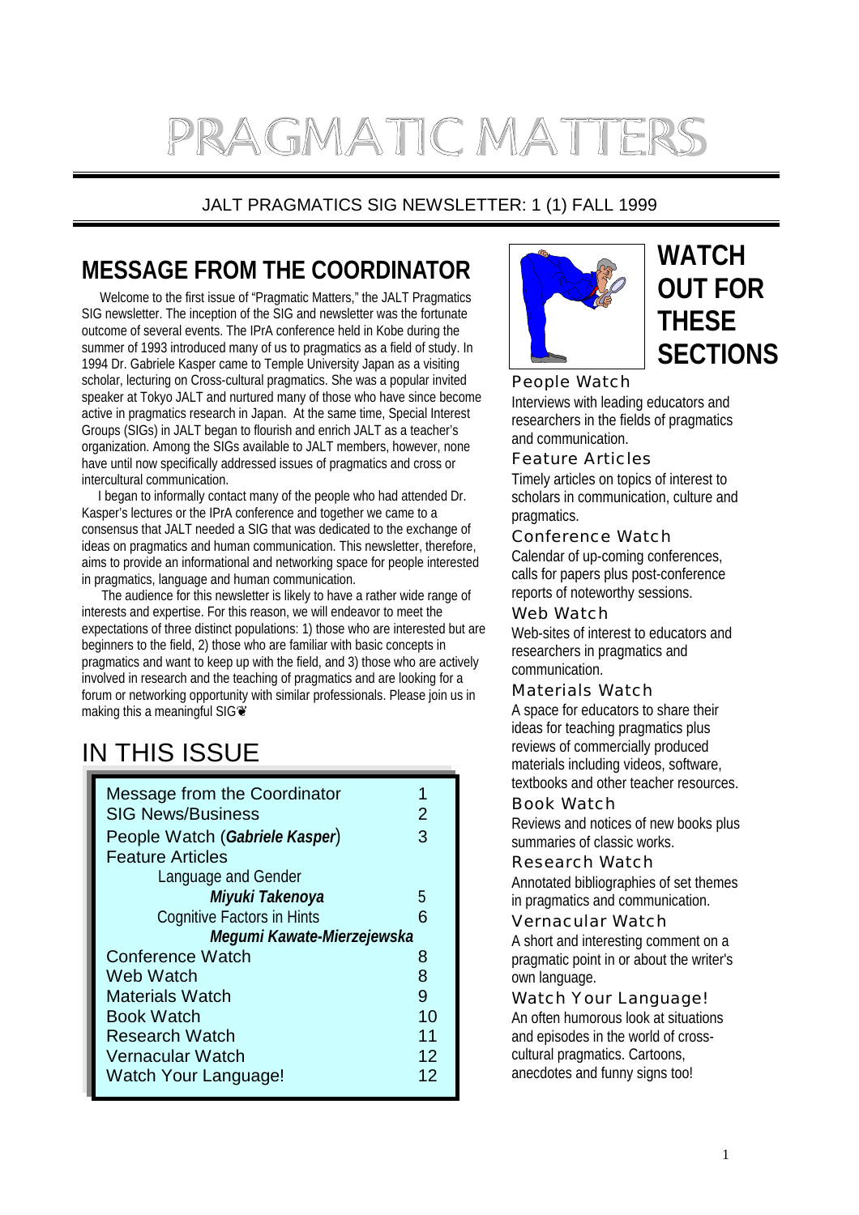# PRAGMATIC MATTERS

JALT PRAGMATICS SIG NEWSLETTER: 1 (1) FALL 1999

## MESSAGE FROM THE COORDINATOR

Welcome to the first issue of "Pragmatic Matters," the JALT Pragmatics SIG newsletter. The inception of the SIG and newsletter was the fortunate outcome of several events. The IPrA conference held in Kobe during the summer of 1993 introduced many of us to pragmatics as a field of study. In 1994 Dr. Gabriele Kasper came to Temple University Japan as a visiting scholar, lecturing on Cross-cultural pragmatics. She was a popular invited speaker at Tokyo JALT and nurtured many of those who have since become active in pragmatics research in Japan. At the same time, Special Interest Groups (SIGs) in JALT began to flourish and enrich JALT as a teacher's organization. Among the SIGs available to JALT members, however, none have until now specifically addressed issues of pragmatics and cross or intercultural communication.

I began to informally contact many of the people who had attended Dr. Kasper's lectures or the IPrA conference and together we came to a consensus that JALT needed a SIG that was dedicated to the exchange of ideas on pragmatics and human communication. This newsletter, therefore, aims to provide an informational and networking space for people interested in pragmatics, language and human communication.

The audience for this newsletter is likely to have a rather wide range of interests and expertise. For this reason, we will endeavor to meet the expectations of three distinct populations: 1) those who are interested but are beginners to the field, 2) those who are familiar with basic concepts in pragmatics and want to keep up with the field, and 3) those who are actively involved in research and the teaching of pragmatics and are looking for a forum or networking opportunity with similar professionals. Please join us in making this a meaningful SIG❦

## IN THIS ISSUE

| | |
|---|---|
| Message from the Coordinator | 1 |
| SIG News/Business | 2 |
| People Watch (***Gabriele Kasper***) | 3 |
| Feature Articles | |
| Language and Gender | |
| ***Miyuki Takenoya*** | 5 |
| Cognitive Factors in Hints | 6 |
| ***Megumi Kawate-Mierzejewska*** | |
| Conference Watch | 8 |
| Web Watch | 8 |
| Materials Watch | 9 |
| Book Watch | 10 |
| Research Watch | 11 |
| Vernacular Watch | 12 |
| Watch Your Language! | 12 |

## WATCH OUT FOR THESE SECTIONS

### People Watch
Interviews with leading educators and researchers in the fields of pragmatics and communication.

### Feature Articles
Timely articles on topics of interest to scholars in communication, culture and pragmatics.

### Conference Watch
Calendar of up-coming conferences, calls for papers plus post-conference reports of noteworthy sessions.

### Web Watch
Web-sites of interest to educators and researchers in pragmatics and communication.

### Materials Watch
A space for educators to share their ideas for teaching pragmatics plus reviews of commercially produced materials including videos, software, textbooks and other teacher resources.

### Book Watch
Reviews and notices of new books plus summaries of classic works.

### Research Watch
Annotated bibliographies of set themes in pragmatics and communication.

### Vernacular Watch
A short and interesting comment on a pragmatic point in or about the writer's own language.

### Watch Your Language!
An often humorous look at situations and episodes in the world of cross-cultural pragmatics. Cartoons, anecdotes and funny signs too!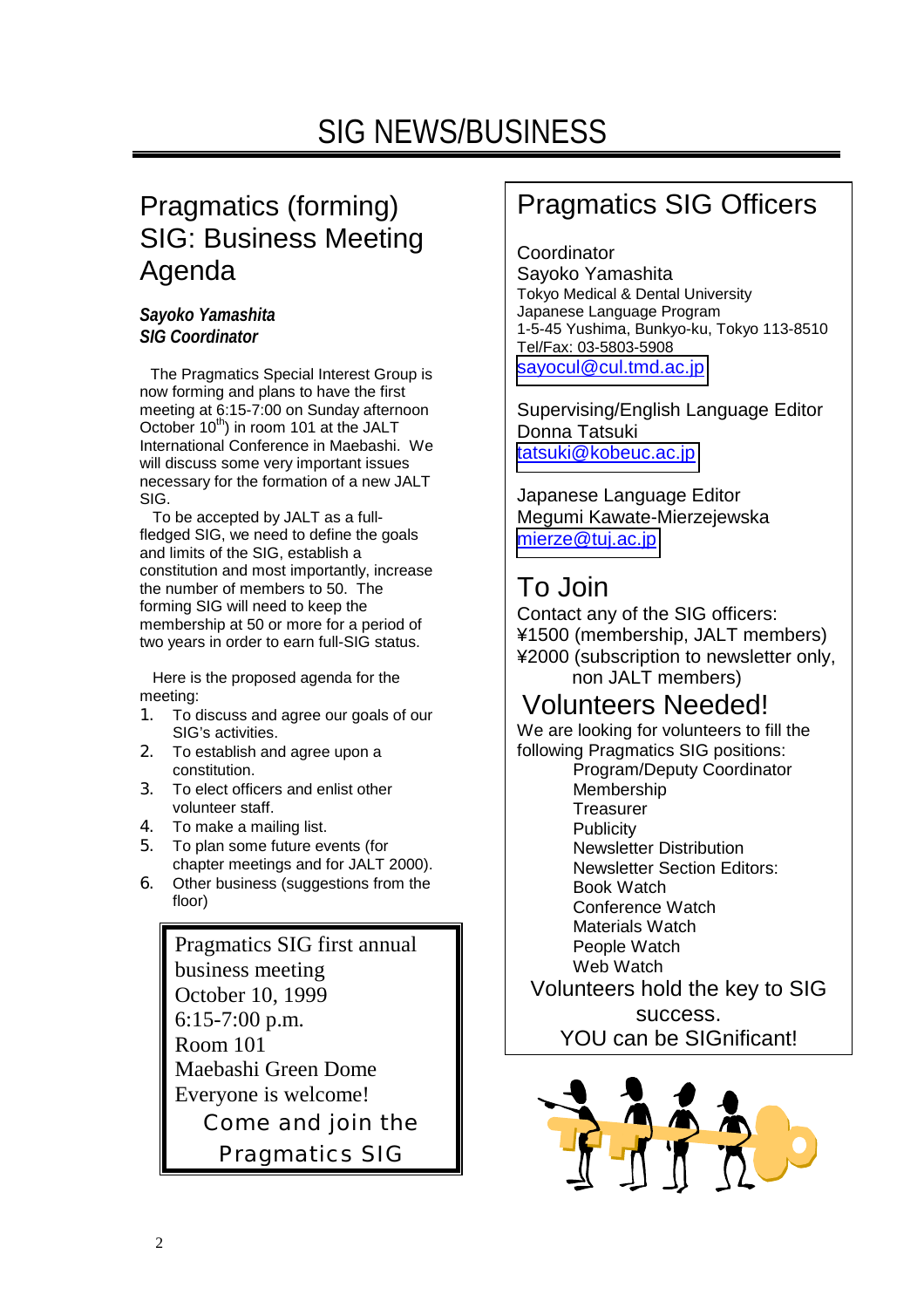# SIG NEWS/BUSINESS

## Pragmatics (forming) SIG: Business Meeting Agenda

***Sayoko Yamashita***
***SIG Coordinator***

The Pragmatics Special Interest Group is now forming and plans to have the first meeting at 6:15-7:00 on Sunday afternoon October 10$^{th}$) in room 101 at the JALT International Conference in Maebashi. We will discuss some very important issues necessary for the formation of a new JALT SIG.

To be accepted by JALT as a full-fledged SIG, we need to define the goals and limits of the SIG, establish a constitution and most importantly, increase the number of members to 50. The forming SIG will need to keep the membership at 50 or more for a period of two years in order to earn full-SIG status.

Here is the proposed agenda for the meeting:

1. To discuss and agree our goals of our SIG's activities.
2. To establish and agree upon a constitution.
3. To elect officers and enlist other volunteer staff.
4. To make a mailing list.
5. To plan some future events (for chapter meetings and for JALT 2000).
6. Other business (suggestions from the floor)

Pragmatics SIG first annual business meeting
October 10, 1999
6:15-7:00 p.m.
Room 101
Maebashi Green Dome
Everyone is welcome!
Come and join the Pragmatics SIG

## Pragmatics SIG Officers

Coordinator
Sayoko Yamashita
Tokyo Medical & Dental University
Japanese Language Program
1-5-45 Yushima, Bunkyo-ku, Tokyo 113-8510
Tel/Fax: 03-5803-5908
sayocul@cul.tmd.ac.jp

Supervising/English Language Editor
Donna Tatsuki
tatsuki@kobeuc.ac.jp

Japanese Language Editor
Megumi Kawate-Mierzejewska
mierze@tuj.ac.jp

## To Join

Contact any of the SIG officers:
¥1500 (membership, JALT members)
¥2000 (subscription to newsletter only, non JALT members)

## Volunteers Needed!

We are looking for volunteers to fill the following Pragmatics SIG positions:

- Program/Deputy Coordinator
- Membership
- Treasurer
- Publicity
- Newsletter Distribution
- Newsletter Section Editors:
  - Book Watch
  - Conference Watch
  - Materials Watch
  - People Watch
  - Web Watch

Volunteers hold the key to SIG success.
YOU can be SIGnificant!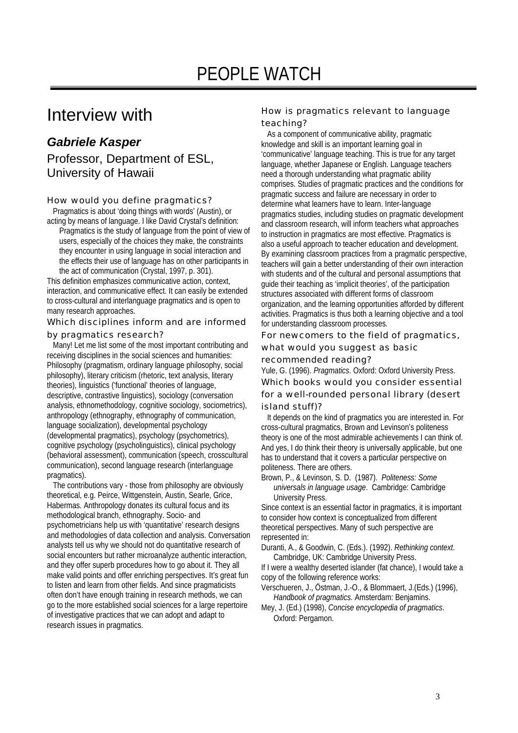# PEOPLE WATCH

## Interview with

### *Gabriele Kasper*

Professor, Department of ESL, University of Hawaii

#### How would you define pragmatics?

Pragmatics is about 'doing things with words' (Austin), or acting by means of language. I like David Crystal's definition:

> Pragmatics is the study of language from the point of view of users, especially of the choices they make, the constraints they encounter in using language in social interaction and the effects their use of language has on other participants in the act of communication (Crystal, 1997, p. 301).

This definition emphasizes communicative action, context, interaction, and communicative effect. It can easily be extended to cross-cultural and interlanguage pragmatics and is open to many research approaches.

#### Which disciplines inform and are informed by pragmatics research?

Many! Let me list some of the most important contributing and receiving disciplines in the social sciences and humanities: Philosophy (pragmatism, ordinary language philosophy, social philosophy), literary criticism (rhetoric, text analysis, literary theories), linguistics ('functional' theories of language, descriptive, contrastive linguistics), sociology (conversation analysis, ethnomethodology, cognitive sociology, sociometrics), anthropology (ethnography, ethnography of communication, language socialization), developmental psychology (developmental pragmatics), psychology (psychometrics), cognitive psychology (psycholinguistics), clinical psychology (behavioral assessment), communication (speech, crosscultural communication), second language research (interlanguage pragmatics).

The contributions vary - those from philosophy are obviously theoretical, e.g. Peirce, Wittgenstein, Austin, Searle, Grice, Habermas. Anthropology donates its cultural focus and its methodological branch, ethnography. Socio- and psychometricians help us with 'quantitative' research designs and methodologies of data collection and analysis. Conversation analysts tell us why we should not do quantitative research of social encounters but rather microanalyze authentic interaction, and they offer superb procedures how to go about it. They all make valid points and offer enriching perspectives. It's great fun to listen and learn from other fields. And since pragmaticists often don't have enough training in research methods, we can go to the more established social sciences for a large repertoire of investigative practices that we can adopt and adapt to research issues in pragmatics.

#### How is pragmatics relevant to language teaching?

As a component of communicative ability, pragmatic knowledge and skill is an important learning goal in 'communicative' language teaching. This is true for any target language, whether Japanese or English. Language teachers need a thorough understanding what pragmatic ability comprises. Studies of pragmatic practices and the conditions for pragmatic success and failure are necessary in order to determine what learners have to learn. Inter-language pragmatics studies, including studies on pragmatic development and classroom research, will inform teachers what approaches to instruction in pragmatics are most effective. Pragmatics is also a useful approach to teacher education and development. By examining classroom practices from a pragmatic perspective, teachers will gain a better understanding of their own interaction with students and of the cultural and personal assumptions that guide their teaching as 'implicit theories', of the participation structures associated with different forms of classroom organization, and the learning opportunities afforded by different activities. Pragmatics is thus both a learning objective and a tool for understanding classroom processes.

#### For newcomers to the field of pragmatics, what would you suggest as basic recommended reading?

Yule, G. (1996). *Pragmatics*. Oxford: Oxford University Press.

#### Which books would you consider essential for a well-rounded personal library (desert island stuff)?

It depends on the kind of pragmatics you are interested in. For cross-cultural pragmatics, Brown and Levinson's politeness theory is one of the most admirable achievements I can think of. And yes, I do think their theory is universally applicable, but one has to understand that it covers a particular perspective on politeness. There are others.

Brown, P., & Levinson, S. D. (1987). *Politeness: Some universals in language usage*. Cambridge: Cambridge University Press.

Since context is an essential factor in pragmatics, it is important to consider how context is conceptualized from different theoretical perspectives. Many of such perspective are represented in:

Duranti, A., & Goodwin, C. (Eds.). (1992). *Rethinking context*. Cambridge, UK: Cambridge University Press.

If I were a wealthy deserted islander (fat chance), I would take a copy of the following reference works:

Verschueren, J., Östman, J.-O., & Blommaert, J.(Eds.) (1996), *Handbook of pragmatics.* Amsterdam: Benjamins.

Mey, J. (Ed.) (1998), *Concise encyclopedia of pragmatics*. Oxford: Pergamon.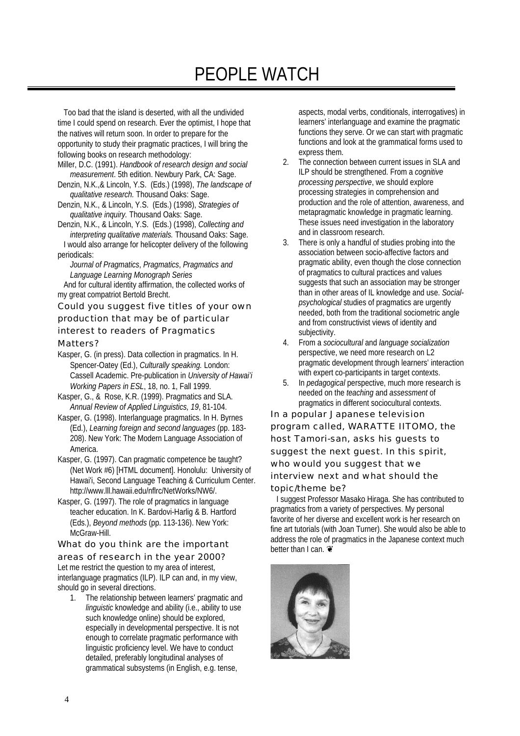# PEOPLE WATCH

Too bad that the island is deserted, with all the undivided time I could spend on research. Ever the optimist, I hope that the natives will return soon. In order to prepare for the opportunity to study their pragmatic practices, I will bring the following books on research methodology:

Miller, D.C. (1991). *Handbook of research design and social measurement*. 5th edition. Newbury Park, CA: Sage.

Denzin, N.K.,& Lincoln, Y.S. (Eds.) (1998), *The landscape of qualitative research.* Thousand Oaks: Sage.

Denzin, N.K., & Lincoln, Y.S. (Eds.) (1998), *Strategies of qualitative inquiry.* Thousand Oaks: Sage.

Denzin, N.K., & Lincoln, Y.S. (Eds.) (1998), *Collecting and interpreting qualitative materials.* Thousand Oaks: Sage.

I would also arrange for helicopter delivery of the following periodicals:

*Journal of Pragmatics*, *Pragmatics*, *Pragmatics and Language Learning Monograph Series*

And for cultural identity affirmation, the collected works of my great compatriot Bertold Brecht.

### Could you suggest five titles of your own production that may be of particular interest to readers of Pragmatics Matters?

Kasper, G. (in press). Data collection in pragmatics. In H. Spencer-Oatey (Ed.), *Culturally speaking.* London: Cassell Academic. Pre-publication in *University of Hawai'i Working Papers in ESL*, 18, no. 1, Fall 1999.

Kasper, G., & Rose, K.R. (1999). Pragmatics and SLA. *Annual Review of Applied Linguistics, 19*, 81-104.

Kasper, G. (1998). Interlanguage pragmatics. In H. Byrnes (Ed.), *Learning foreign and second languages* (pp. 183-208). New York: The Modern Language Association of America.

Kasper, G. (1997). Can pragmatic competence be taught? (Net Work #6) [HTML document]. Honolulu: University of Hawai'i, Second Language Teaching & Curriculum Center. http://www.lll.hawaii.edu/nflrc/NetWorks/NW6/.

Kasper, G. (1997). The role of pragmatics in language teacher education. In K. Bardovi-Harlig & B. Hartford (Eds.), *Beyond methods* (pp. 113-136). New York: McGraw-Hill.

### What do you think are the important areas of research in the year 2000?

Let me restrict the question to my area of interest, interlanguage pragmatics (ILP). ILP can and, in my view, should go in several directions.

1. The relationship between learners' pragmatic and *linguistic* knowledge and ability (i.e., ability to use such knowledge online) should be explored, especially in developmental perspective. It is not enough to correlate pragmatic performance with linguistic proficiency level. We have to conduct detailed, preferably longitudinal analyses of grammatical subsystems (in English, e.g. tense, aspects, modal verbs, conditionals, interrogatives) in learners' interlanguage and examine the pragmatic functions they serve. Or we can start with pragmatic functions and look at the grammatical forms used to express them.
2. The connection between current issues in SLA and ILP should be strengthened. From a *cognitive processing perspective*, we should explore processing strategies in comprehension and production and the role of attention, awareness, and metapragmatic knowledge in pragmatic learning. These issues need investigation in the laboratory and in classroom research.
3. There is only a handful of studies probing into the association between socio-affective factors and pragmatic ability, even though the close connection of pragmatics to cultural practices and values suggests that such an association may be stronger than in other areas of IL knowledge and use. *Social-psychological* studies of pragmatics are urgently needed, both from the traditional sociometric angle and from constructivist views of identity and subjectivity.
4. From a *sociocultural* and *language socialization* perspective, we need more research on L2 pragmatic development through learners' interaction with expert co-participants in target contexts.
5. In *pedagogical* perspective, much more research is needed on the *teaching* and *assessment* of pragmatics in different sociocultural contexts.

### In a popular Japanese television program called, WARATTE IITOMO, the host Tamori-san, asks his guests to suggest the next guest. In this spirit, who would you suggest that we interview next and what should the topic/theme be?

I suggest Professor Masako Hiraga. She has contributed to pragmatics from a variety of perspectives. My personal favorite of her diverse and excellent work is her research on fine art tutorials (with Joan Turner). She would also be able to address the role of pragmatics in the Japanese context much better than I can. ❦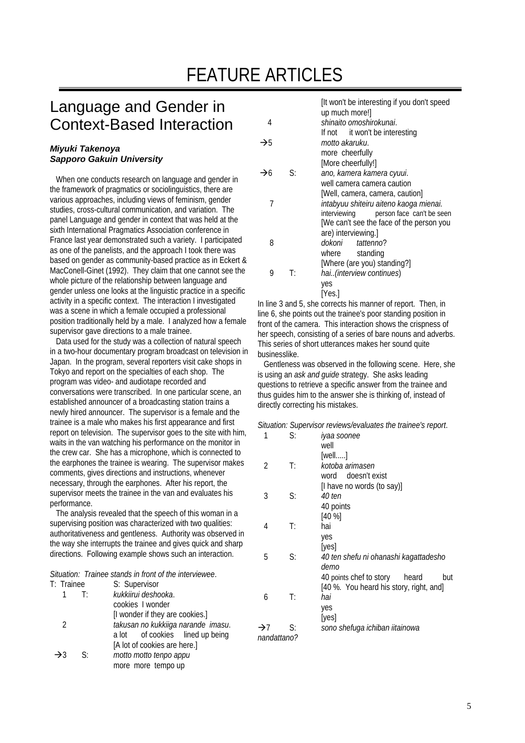# FEATURE ARTICLES

## Language and Gender in Context-Based Interaction

***Miyuki Takenoya***
***Sapporo Gakuin University***

When one conducts research on language and gender in the framework of pragmatics or sociolinguistics, there are various approaches, including views of feminism, gender studies, cross-cultural communication, and variation. The panel Language and gender in context that was held at the sixth International Pragmatics Association conference in France last year demonstrated such a variety. I participated as one of the panelists, and the approach I took there was based on gender as community-based practice as in Eckert & MacConell-Ginet (1992). They claim that one cannot see the whole picture of the relationship between language and gender unless one looks at the linguistic practice in a specific activity in a specific context. The interaction I investigated was a scene in which a female occupied a professional position traditionally held by a male. I analyzed how a female supervisor gave directions to a male trainee.

Data used for the study was a collection of natural speech in a two-hour documentary program broadcast on television in Japan. In the program, several reporters visit cake shops in Tokyo and report on the specialties of each shop. The program was video- and audiotape recorded and conversations were transcribed. In one particular scene, an established announcer of a broadcasting station trains a newly hired announcer. The supervisor is a female and the trainee is a male who makes his first appearance and first report on television. The supervisor goes to the site with him, waits in the van watching his performance on the monitor in the crew car. She has a microphone, which is connected to the earphones the trainee is wearing. The supervisor makes comments, gives directions and instructions, whenever necessary, through the earphones. After his report, the supervisor meets the trainee in the van and evaluates his performance.

The analysis revealed that the speech of this woman in a supervising position was characterized with two qualities: authoritativeness and gentleness. Authority was observed in the way she interrupts the trainee and gives quick and sharp directions. Following example shows such an interaction.

*Situation: Trainee stands in front of the interviewee.*

T: Trainee    S: Supervisor

| | | |
|---|---|---|
| 1 | T: | *kukkiirui deshooka.*<br>cookies I wonder<br>[I wonder if they are cookies.] |
| 2 | | *takusan no kukkiiga narande imasu.*<br>a lot of cookies lined up being<br>[A lot of cookies are here.] |
| →3 | S: | *motto motto tenpo appu*<br>more more tempo up<br>[It won't be interesting if you don't speed up much more!] |
| 4 | | *shinaito omoshirokunai.*<br>If not it won't be interesting |
| →5 | | *motto akaruku.*<br>more cheerfully<br>[More cheerfully!] |
| →6 | S: | *ano, kamera kamera cyuui.*<br>well camera camera caution<br>[Well, camera, camera, caution] |
| 7 | | *intabyuu shiteiru aiteno kaoga mienai.*<br>interviewing person face can't be seen<br>[We can't see the face of the person you are) interviewing.] |
| 8 | | *dokoni tattenno?*<br>where standing<br>[Where (are you) standing?] |
| 9 | T: | *hai..(interview continues)*<br>yes<br>[Yes.] |

In line 3 and 5, she corrects his manner of report. Then, in line 6, she points out the trainee's poor standing position in front of the camera. This interaction shows the crispness of her speech, consisting of a series of bare nouns and adverbs. This series of short utterances makes her sound quite businesslike.

Gentleness was observed in the following scene. Here, she is using an *ask and guide* strategy. She asks leading questions to retrieve a specific answer from the trainee and thus guides him to the answer she is thinking of, instead of directly correcting his mistakes.

*Situation: Supervisor reviews/evaluates the trainee's report.*

| | | |
|---|---|---|
| 1 | S: | *iyaa soonee*<br>well<br>[well.....] |
| 2 | T: | *kotoba arimasen*<br>word doesn't exist<br>[I have no words (to say)] |
| 3 | S: | *40 ten*<br>40 points<br>[40 %] |
| 4 | T: | hai<br>yes<br>[yes] |
| 5 | S: | *40 ten shefu ni ohanashi kagattadesho demo*<br>40 points chef to story heard but<br>[40 %. You heard his story, right, and] |
| 6 | T: | *hai*<br>yes<br>[yes] |
| →7 | S: | *sono shefuga ichiban iitainowa nandattano?* |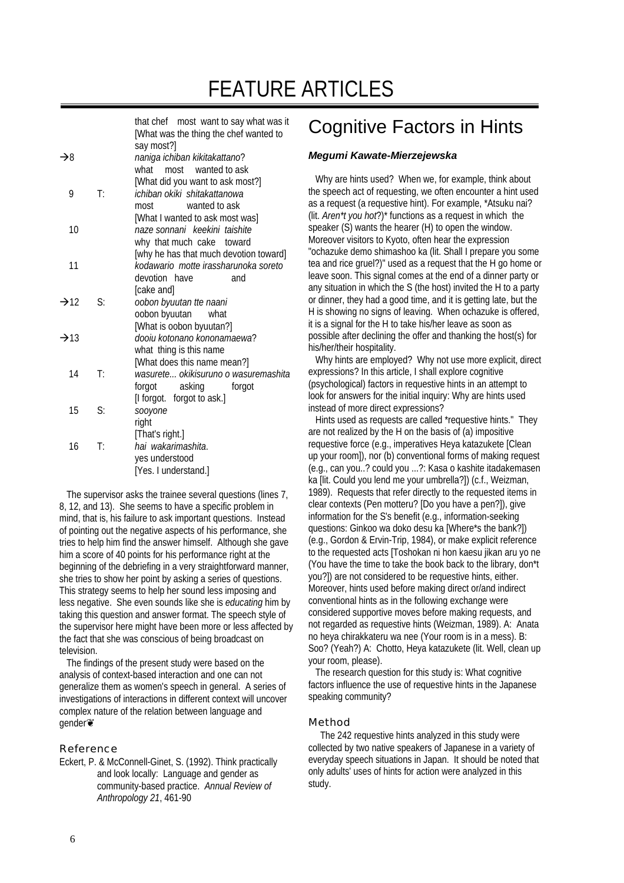# FEATURE ARTICLES

```
                that chef    most  want to say what was it
                [What was the thing the chef wanted to
                say most?]
→8              naniga ichiban kikitakattano?
                what    most    wanted to ask
                [What did you want to ask most?]
 9      T:      ichiban okiki  shitakattanowa
                most           wanted to ask
                [What I wanted to ask most was]
10              naze sonnani   keekini  taishite
                why  that much  cake    toward
                [why he has that much devotion toward]
11              kodawario  motte irassharunoka soreto
                devotion   have               and
                [cake and]
→12     S:      oobon byuutan tte naani
                oobon byuutan      what
                [What is oobon byuutan?]
→13             dooiu kotonano kononamaewa?
                what  thing is this name
                [What does this name mean?]
14      T:      wasurete... okikisuruno o wasuremashita
                forgot      asking          forgot
                [I forgot.   forgot to ask.]
15      S:      sooyone
                right
                [That's right.]
16      T:      hai  wakarimashita.
                yes understood
                [Yes. I understand.]
```

The supervisor asks the trainee several questions (lines 7, 8, 12, and 13). She seems to have a specific problem in mind, that is, his failure to ask important questions. Instead of pointing out the negative aspects of his performance, she tries to help him find the answer himself. Although she gave him a score of 40 points for his performance right at the beginning of the debriefing in a very straightforward manner, she tries to show her point by asking a series of questions. This strategy seems to help her sound less imposing and less negative. She even sounds like she is *educating* him by taking this question and answer format. The speech style of the supervisor here might have been more or less affected by the fact that she was conscious of being broadcast on television.

The findings of the present study were based on the analysis of context-based interaction and one can not generalize them as women's speech in general. A series of investigations of interactions in different context will uncover complex nature of the relation between language and gender❦

### Reference

Eckert, P. & McConnell-Ginet, S. (1992). Think practically and look locally: Language and gender as community-based practice. *Annual Review of Anthropology 21*, 461-90

## Cognitive Factors in Hints

***Megumi Kawate-Mierzejewska***

Why are hints used? When we, for example, think about the speech act of requesting, we often encounter a hint used as a request (a requestive hint). For example, *Atsuku nai? (lit. *Aren*t you hot*?)* functions as a request in which the speaker (S) wants the hearer (H) to open the window. Moreover visitors to Kyoto, often hear the expression "ochazuke demo shimashoo ka (lit. Shall I prepare you some tea and rice gruel?)" used as a request that the H go home or leave soon. This signal comes at the end of a dinner party or any situation in which the S (the host) invited the H to a party or dinner, they had a good time, and it is getting late, but the H is showing no signs of leaving. When ochazuke is offered, it is a signal for the H to take his/her leave as soon as possible after declining the offer and thanking the host(s) for his/her/their hospitality.

Why hints are employed? Why not use more explicit, direct expressions? In this article, I shall explore cognitive (psychological) factors in requestive hints in an attempt to look for answers for the initial inquiry: Why are hints used instead of more direct expressions?

Hints used as requests are called *requestive hints." They are not realized by the H on the basis of (a) impositive requestive force (e.g., imperatives Heya katazukete [Clean up your room]), nor (b) conventional forms of making request (e.g., can you..? could you ...?: Kasa o kashite itadakemasen ka [lit. Could you lend me your umbrella?]) (c.f., Weizman, 1989). Requests that refer directly to the requested items in clear contexts (Pen motteru? [Do you have a pen?]), give information for the S's benefit (e.g., information-seeking questions: Ginkoo wa doko desu ka [Where*s the bank?]) (e.g., Gordon & Ervin-Trip, 1984), or make explicit reference to the requested acts [Toshokan ni hon kaesu jikan aru yo ne (You have the time to take the book back to the library, don*t you?]) are not considered to be requestive hints, either. Moreover, hints used before making direct or/and indirect conventional hints as in the following exchange were considered supportive moves before making requests, and not regarded as requestive hints (Weizman, 1989). A: Anata no heya chirakkateru wa nee (Your room is in a mess). B: Soo? (Yeah?) A: Chotto, Heya katazukete (lit. Well, clean up your room, please).

The research question for this study is: What cognitive factors influence the use of requestive hints in the Japanese speaking community?

### Method

The 242 requestive hints analyzed in this study were collected by two native speakers of Japanese in a variety of everyday speech situations in Japan. It should be noted that only adults' uses of hints for action were analyzed in this study.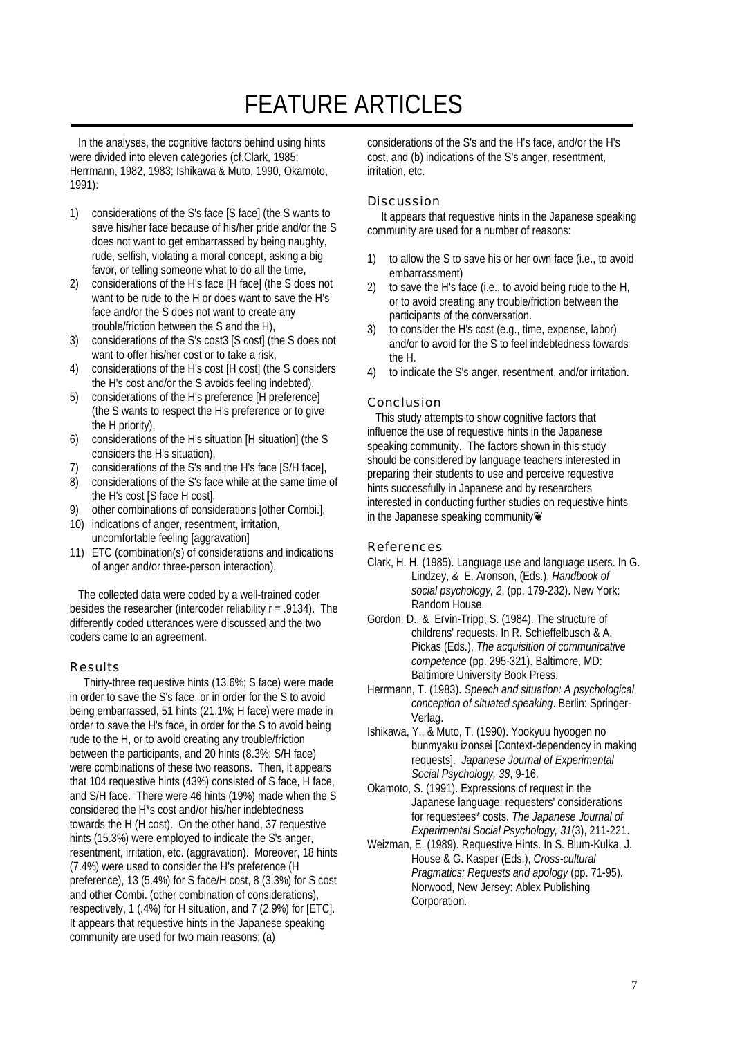# FEATURE ARTICLES

In the analyses, the cognitive factors behind using hints were divided into eleven categories (cf.Clark, 1985; Herrmann, 1982, 1983; Ishikawa & Muto, 1990, Okamoto, 1991):

1) considerations of the S's face [S face] (the S wants to save his/her face because of his/her pride and/or the S does not want to get embarrassed by being naughty, rude, selfish, violating a moral concept, asking a big favor, or telling someone what to do all the time,
2) considerations of the H's face [H face] (the S does not want to be rude to the H or does want to save the H's face and/or the S does not want to create any trouble/friction between the S and the H),
3) considerations of the S's cost3 [S cost] (the S does not want to offer his/her cost or to take a risk,
4) considerations of the H's cost [H cost] (the S considers the H's cost and/or the S avoids feeling indebted),
5) considerations of the H's preference [H preference] (the S wants to respect the H's preference or to give the H priority),
6) considerations of the H's situation [H situation] (the S considers the H's situation),
7) considerations of the S's and the H's face [S/H face],
8) considerations of the S's face while at the same time of the H's cost [S face H cost],
9) other combinations of considerations [other Combi.],
10) indications of anger, resentment, irritation, uncomfortable feeling [aggravation]
11) ETC (combination(s) of considerations and indications of anger and/or three-person interaction).

The collected data were coded by a well-trained coder besides the researcher (intercoder reliability r = .9134). The differently coded utterances were discussed and the two coders came to an agreement.

## Results

Thirty-three requestive hints (13.6%; S face) were made in order to save the S's face, or in order for the S to avoid being embarrassed, 51 hints (21.1%; H face) were made in order to save the H's face, in order for the S to avoid being rude to the H, or to avoid creating any trouble/friction between the participants, and 20 hints (8.3%; S/H face) were combinations of these two reasons. Then, it appears that 104 requestive hints (43%) consisted of S face, H face, and S/H face. There were 46 hints (19%) made when the S considered the H*s cost and/or his/her indebtedness towards the H (H cost). On the other hand, 37 requestive hints (15.3%) were employed to indicate the S's anger, resentment, irritation, etc. (aggravation). Moreover, 18 hints (7.4%) were used to consider the H's preference (H preference), 13 (5.4%) for S face/H cost, 8 (3.3%) for S cost and other Combi. (other combination of considerations), respectively, 1 (.4%) for H situation, and 7 (2.9%) for [ETC]. It appears that requestive hints in the Japanese speaking community are used for two main reasons; (a) considerations of the S's and the H's face, and/or the H's cost, and (b) indications of the S's anger, resentment, irritation, etc.

## Discussion

It appears that requestive hints in the Japanese speaking community are used for a number of reasons:

1) to allow the S to save his or her own face (i.e., to avoid embarrassment)
2) to save the H's face (i.e., to avoid being rude to the H, or to avoid creating any trouble/friction between the participants of the conversation.
3) to consider the H's cost (e.g., time, expense, labor) and/or to avoid for the S to feel indebtedness towards the H.
4) to indicate the S's anger, resentment, and/or irritation.

## Conclusion

This study attempts to show cognitive factors that influence the use of requestive hints in the Japanese speaking community. The factors shown in this study should be considered by language teachers interested in preparing their students to use and perceive requestive hints successfully in Japanese and by researchers interested in conducting further studies on requestive hints in the Japanese speaking community❦

## References

Clark, H. H. (1985). Language use and language users. In G. Lindzey, & E. Aronson, (Eds.), *Handbook of social psychology, 2*, (pp. 179-232). New York: Random House.

Gordon, D., & Ervin-Tripp, S. (1984). The structure of childrens' requests. In R. Schieffelbusch & A. Pickas (Eds.), *The acquisition of communicative competence* (pp. 295-321). Baltimore, MD: Baltimore University Book Press.

Herrmann, T. (1983). *Speech and situation: A psychological conception of situated speaking*. Berlin: Springer-Verlag.

Ishikawa, Y., & Muto, T. (1990). Yookyuu hyoogen no bunmyaku izonsei [Context-dependency in making requests]. *Japanese Journal of Experimental Social Psychology, 38*, 9-16.

Okamoto, S. (1991). Expressions of request in the Japanese language: requesters' considerations for requestees* costs. *The Japanese Journal of Experimental Social Psychology, 31*(3), 211-221.

Weizman, E. (1989). Requestive Hints. In S. Blum-Kulka, J. House & G. Kasper (Eds.), *Cross-cultural Pragmatics: Requests and apology* (pp. 71-95). Norwood, New Jersey: Ablex Publishing Corporation.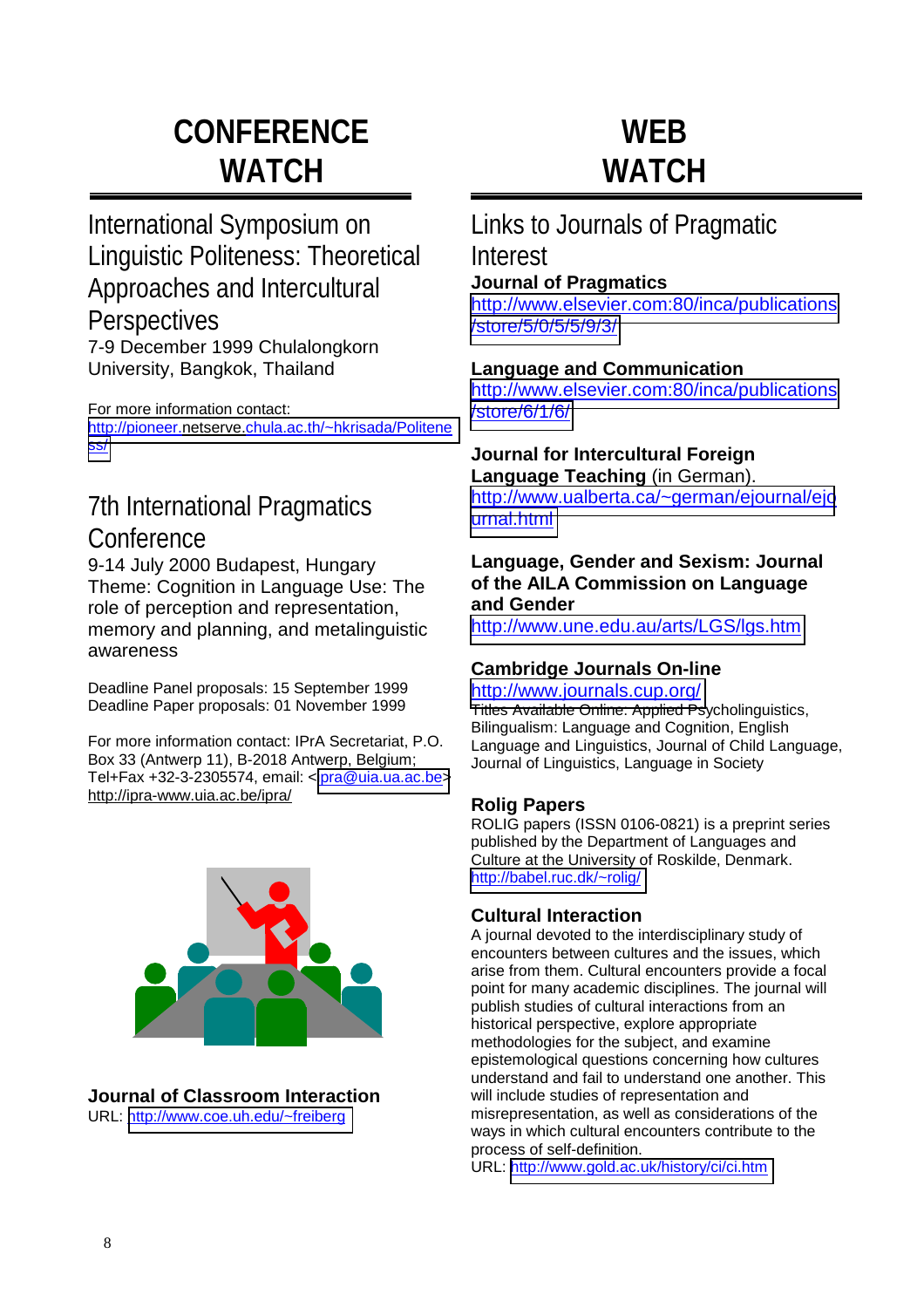# CONFERENCE WATCH

## International Symposium on Linguistic Politeness: Theoretical Approaches and Intercultural Perspectives

7-9 December 1999 Chulalongkorn University, Bangkok, Thailand

For more information contact:
http://pioneer.netserve.chula.ac.th/~hkrisada/Politeness/

## 7th International Pragmatics Conference

9-14 July 2000 Budapest, Hungary
Theme: Cognition in Language Use: The role of perception and representation, memory and planning, and metalinguistic awareness

Deadline Panel proposals: 15 September 1999
Deadline Paper proposals: 01 November 1999

For more information contact: IPrA Secretariat, P.O. Box 33 (Antwerp 11), B-2018 Antwerp, Belgium; Tel+Fax +32-3-2305574, email: <ipra@uia.ua.ac.be>
http://ipra-www.uia.ac.be/ipra/

### Journal of Classroom Interaction

URL: http://www.coe.uh.edu/~freiberg

# WEB WATCH

## Links to Journals of Pragmatic Interest

### Journal of Pragmatics

http://www.elsevier.com:80/inca/publications/store/5/0/5/5/9/3/

### Language and Communication

http://www.elsevier.com:80/inca/publications/store/6/1/6/

### Journal for Intercultural Foreign Language Teaching (in German).

http://www.ualberta.ca/~german/ejournal/ejournal.html

### Language, Gender and Sexism: Journal of the AILA Commission on Language and Gender

http://www.une.edu.au/arts/LGS/lgs.htm

### Cambridge Journals On-line

http://www.journals.cup.org/
Titles Available Online: Applied Psycholinguistics, Bilingualism: Language and Cognition, English Language and Linguistics, Journal of Child Language, Journal of Linguistics, Language in Society

### Rolig Papers

ROLIG papers (ISSN 0106-0821) is a preprint series published by the Department of Languages and Culture at the University of Roskilde, Denmark.
http://babel.ruc.dk/~rolig/

### Cultural Interaction

A journal devoted to the interdisciplinary study of encounters between cultures and the issues, which arise from them. Cultural encounters provide a focal point for many academic disciplines. The journal will publish studies of cultural interactions from an historical perspective, explore appropriate methodologies for the subject, and examine epistemological questions concerning how cultures understand and fail to understand one another. This will include studies of representation and misrepresentation, as well as considerations of the ways in which cultural encounters contribute to the process of self-definition.
URL: http://www.gold.ac.uk/history/ci/ci.htm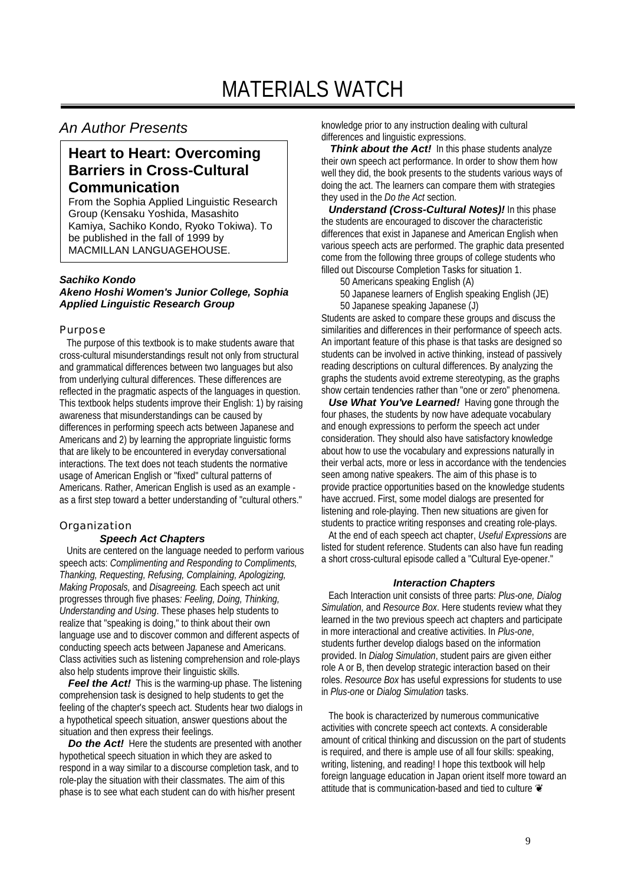# MATERIALS WATCH

## An Author Presents

### Heart to Heart: Overcoming Barriers in Cross-Cultural Communication

From the Sophia Applied Linguistic Research Group (Kensaku Yoshida, Masashito Kamiya, Sachiko Kondo, Ryoko Tokiwa). To be published in the fall of 1999 by MACMILLAN LANGUAGEHOUSE.

***Sachiko Kondo***
***Akeno Hoshi Women's Junior College, Sophia Applied Linguistic Research Group***

#### Purpose

The purpose of this textbook is to make students aware that cross-cultural misunderstandings result not only from structural and grammatical differences between two languages but also from underlying cultural differences. These differences are reflected in the pragmatic aspects of the languages in question. This textbook helps students improve their English: 1) by raising awareness that misunderstandings can be caused by differences in performing speech acts between Japanese and Americans and 2) by learning the appropriate linguistic forms that are likely to be encountered in everyday conversational interactions. The text does not teach students the normative usage of American English or "fixed" cultural patterns of Americans. Rather, American English is used as an example - as a first step toward a better understanding of "cultural others."

#### Organization

##### *Speech Act Chapters*

Units are centered on the language needed to perform various speech acts: *Complimenting and Responding to Compliments, Thanking, Requesting, Refusing, Complaining, Apologizing, Making Proposals,* and *Disagreeing.* Each speech act unit progresses through five phases*: Feeling, Doing, Thinking, Understanding and Using*. These phases help students to realize that "speaking is doing," to think about their own language use and to discover common and different aspects of conducting speech acts between Japanese and Americans. Class activities such as listening comprehension and role-plays also help students improve their linguistic skills.

***Feel the Act!*** This is the warming-up phase. The listening comprehension task is designed to help students to get the feeling of the chapter's speech act. Students hear two dialogs in a hypothetical speech situation, answer questions about the situation and then express their feelings.

***Do the Act!*** Here the students are presented with another hypothetical speech situation in which they are asked to respond in a way similar to a discourse completion task, and to role-play the situation with their classmates. The aim of this phase is to see what each student can do with his/her present knowledge prior to any instruction dealing with cultural differences and linguistic expressions.

***Think about the Act!*** In this phase students analyze their own speech act performance. In order to show them how well they did, the book presents to the students various ways of doing the act. The learners can compare them with strategies they used in the *Do the Act* section.

***Understand (Cross-Cultural Notes)!*** In this phase the students are encouraged to discover the characteristic differences that exist in Japanese and American English when various speech acts are performed. The graphic data presented come from the following three groups of college students who filled out Discourse Completion Tasks for situation 1.

50 Americans speaking English (A)
50 Japanese learners of English speaking English (JE)
50 Japanese speaking Japanese (J)

Students are asked to compare these groups and discuss the similarities and differences in their performance of speech acts. An important feature of this phase is that tasks are designed so students can be involved in active thinking, instead of passively reading descriptions on cultural differences. By analyzing the graphs the students avoid extreme stereotyping, as the graphs show certain tendencies rather than "one or zero" phenomena.

***Use What You've Learned!*** Having gone through the four phases, the students by now have adequate vocabulary and enough expressions to perform the speech act under consideration. They should also have satisfactory knowledge about how to use the vocabulary and expressions naturally in their verbal acts, more or less in accordance with the tendencies seen among native speakers. The aim of this phase is to provide practice opportunities based on the knowledge students have accrued. First, some model dialogs are presented for listening and role-playing. Then new situations are given for students to practice writing responses and creating role-plays.

At the end of each speech act chapter, *Useful Expressions* are listed for student reference. Students can also have fun reading a short cross-cultural episode called a "Cultural Eye-opener."

##### *Interaction Chapters*

Each Interaction unit consists of three parts: *Plus-one, Dialog Simulation,* and *Resource Box*. Here students review what they learned in the two previous speech act chapters and participate in more interactional and creative activities. In *Plus-one*, students further develop dialogs based on the information provided. In *Dialog Simulation*, student pairs are given either role A or B, then develop strategic interaction based on their roles. *Resource Box* has useful expressions for students to use in *Plus-one* or *Dialog Simulation* tasks.

The book is characterized by numerous communicative activities with concrete speech act contexts. A considerable amount of critical thinking and discussion on the part of students is required, and there is ample use of all four skills: speaking, writing, listening, and reading! I hope this textbook will help foreign language education in Japan orient itself more toward an attitude that is communication-based and tied to culture ❦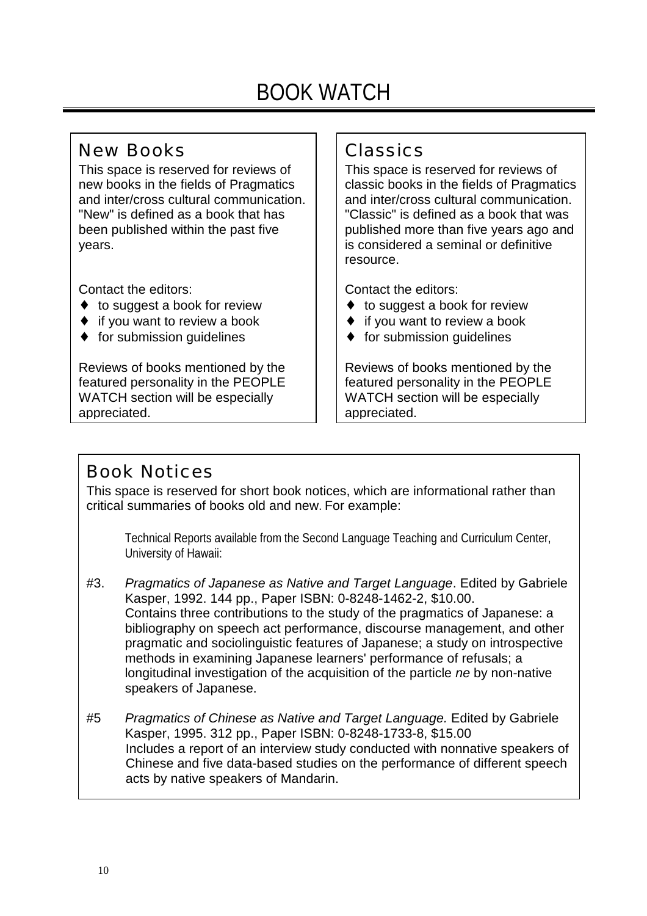# BOOK WATCH

## New Books

This space is reserved for reviews of new books in the fields of Pragmatics and inter/cross cultural communication. "New" is defined as a book that has been published within the past five years.

Contact the editors:

- ♦ to suggest a book for review
- ♦ if you want to review a book
- ♦ for submission guidelines

Reviews of books mentioned by the featured personality in the PEOPLE WATCH section will be especially appreciated.

## Classics

This space is reserved for reviews of classic books in the fields of Pragmatics and inter/cross cultural communication. "Classic" is defined as a book that was published more than five years ago and is considered a seminal or definitive resource.

Contact the editors:

- ♦ to suggest a book for review
- ♦ if you want to review a book
- ♦ for submission guidelines

Reviews of books mentioned by the featured personality in the PEOPLE WATCH section will be especially appreciated.

## Book Notices

This space is reserved for short book notices, which are informational rather than critical summaries of books old and new. For example:

Technical Reports available from the Second Language Teaching and Curriculum Center, University of Hawaii:

#3. *Pragmatics of Japanese as Native and Target Language*. Edited by Gabriele Kasper, 1992. 144 pp., Paper ISBN: 0-8248-1462-2, $10.00.
Contains three contributions to the study of the pragmatics of Japanese: a bibliography on speech act performance, discourse management, and other pragmatic and sociolinguistic features of Japanese; a study on introspective methods in examining Japanese learners' performance of refusals; a longitudinal investigation of the acquisition of the particle *ne* by non-native speakers of Japanese.

#5 *Pragmatics of Chinese as Native and Target Language.* Edited by Gabriele Kasper, 1995. 312 pp., Paper ISBN: 0-8248-1733-8, $15.00
Includes a report of an interview study conducted with nonnative speakers of Chinese and five data-based studies on the performance of different speech acts by native speakers of Mandarin.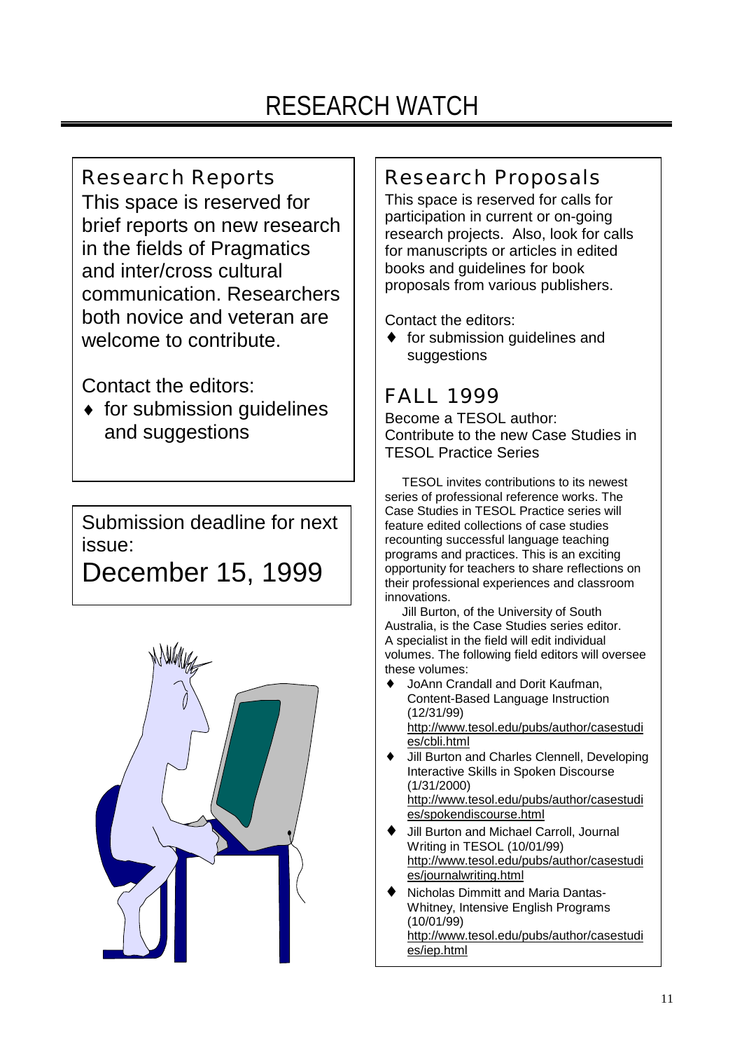# RESEARCH WATCH

## Research Reports

This space is reserved for brief reports on new research in the fields of Pragmatics and inter/cross cultural communication. Researchers both novice and veteran are welcome to contribute.

Contact the editors:

- for submission guidelines and suggestions

Submission deadline for next issue:

December 15, 1999

## Research Proposals

This space is reserved for calls for participation in current or on-going research projects. Also, look for calls for manuscripts or articles in edited books and guidelines for book proposals from various publishers.

Contact the editors:

- for submission guidelines and suggestions

## FALL 1999

Become a TESOL author:
Contribute to the new Case Studies in TESOL Practice Series

TESOL invites contributions to its newest series of professional reference works. The Case Studies in TESOL Practice series will feature edited collections of case studies recounting successful language teaching programs and practices. This is an exciting opportunity for teachers to share reflections on their professional experiences and classroom innovations.

Jill Burton, of the University of South Australia, is the Case Studies series editor. A specialist in the field will edit individual volumes. The following field editors will oversee these volumes:

- JoAnn Crandall and Dorit Kaufman, Content-Based Language Instruction (12/31/99) http://www.tesol.edu/pubs/author/casestudies/cbli.html
- Jill Burton and Charles Clennell, Developing Interactive Skills in Spoken Discourse (1/31/2000) http://www.tesol.edu/pubs/author/casestudies/spokendiscourse.html
- Jill Burton and Michael Carroll, Journal Writing in TESOL (10/01/99) http://www.tesol.edu/pubs/author/casestudies/journalwriting.html
- Nicholas Dimmitt and Maria Dantas-Whitney, Intensive English Programs (10/01/99) http://www.tesol.edu/pubs/author/casestudies/iep.html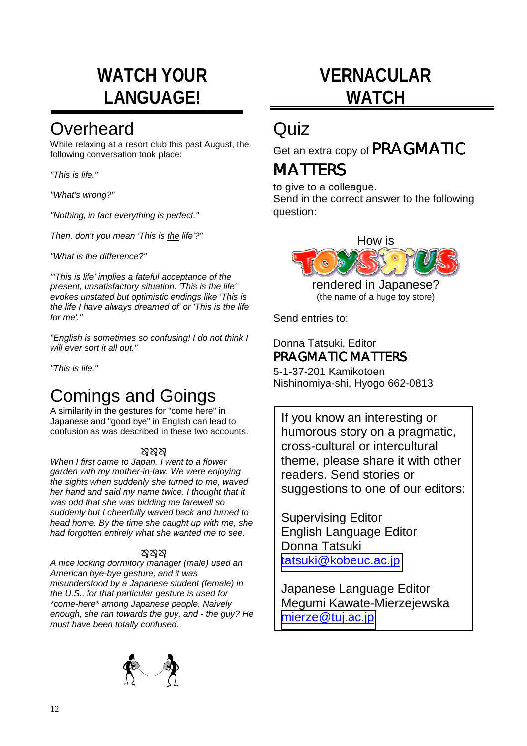# WATCH YOUR LANGUAGE!

## Overheard

While relaxing at a resort club this past August, the following conversation took place:

*"This is life."*

*"What's wrong?"*

*"Nothing, in fact everything is perfect."*

*Then, don't you mean 'This is <u>the</u> life'?"*

*"What is the difference?"*

*"'This is life' implies a fateful acceptance of the present, unsatisfactory situation. 'This is the life' evokes unstated but optimistic endings like 'This is the life I have always dreamed of' or 'This is the life for me'."*

*"English is sometimes so confusing! I do not think I will ever sort it all out."*

*"This is life."*

## Comings and Goings

A similarity in the gestures for "come here" in Japanese and "good bye" in English can lead to confusion as was described in these two accounts.

*When I first came to Japan, I went to a flower garden with my mother-in-law. We were enjoying the sights when suddenly she turned to me, waved her hand and said my name twice. I thought that it was odd that she was bidding me farewell so suddenly but I cheerfully waved back and turned to head home. By the time she caught up with me, she had forgotten entirely what she wanted me to see.*

*A nice looking dormitory manager (male) used an American bye-bye gesture, and it was misunderstood by a Japanese student (female) in the U.S., for that particular gesture is used for *come-here* among Japanese people. Naively enough, she ran towards the guy, and - the guy? He must have been totally confused.*

# VERNACULAR WATCH

## Quiz

Get an extra copy of **PRAGMATIC MATTERS** to give to a colleague.
Send in the correct answer to the following question:

How is TOYS R US rendered in Japanese?
(the name of a huge toy store)

Send entries to:

Donna Tatsuki, Editor
**PRAGMATIC MATTERS**
5-1-37-201 Kamikotoen
Nishinomiya-shi, Hyogo 662-0813

If you know an interesting or humorous story on a pragmatic, cross-cultural or intercultural theme, please share it with other readers. Send stories or suggestions to one of our editors:

Supervising Editor
English Language Editor
Donna Tatsuki
tatsuki@kobeuc.ac.jp

Japanese Language Editor
Megumi Kawate-Mierzejewska
mierze@tuj.ac.jp